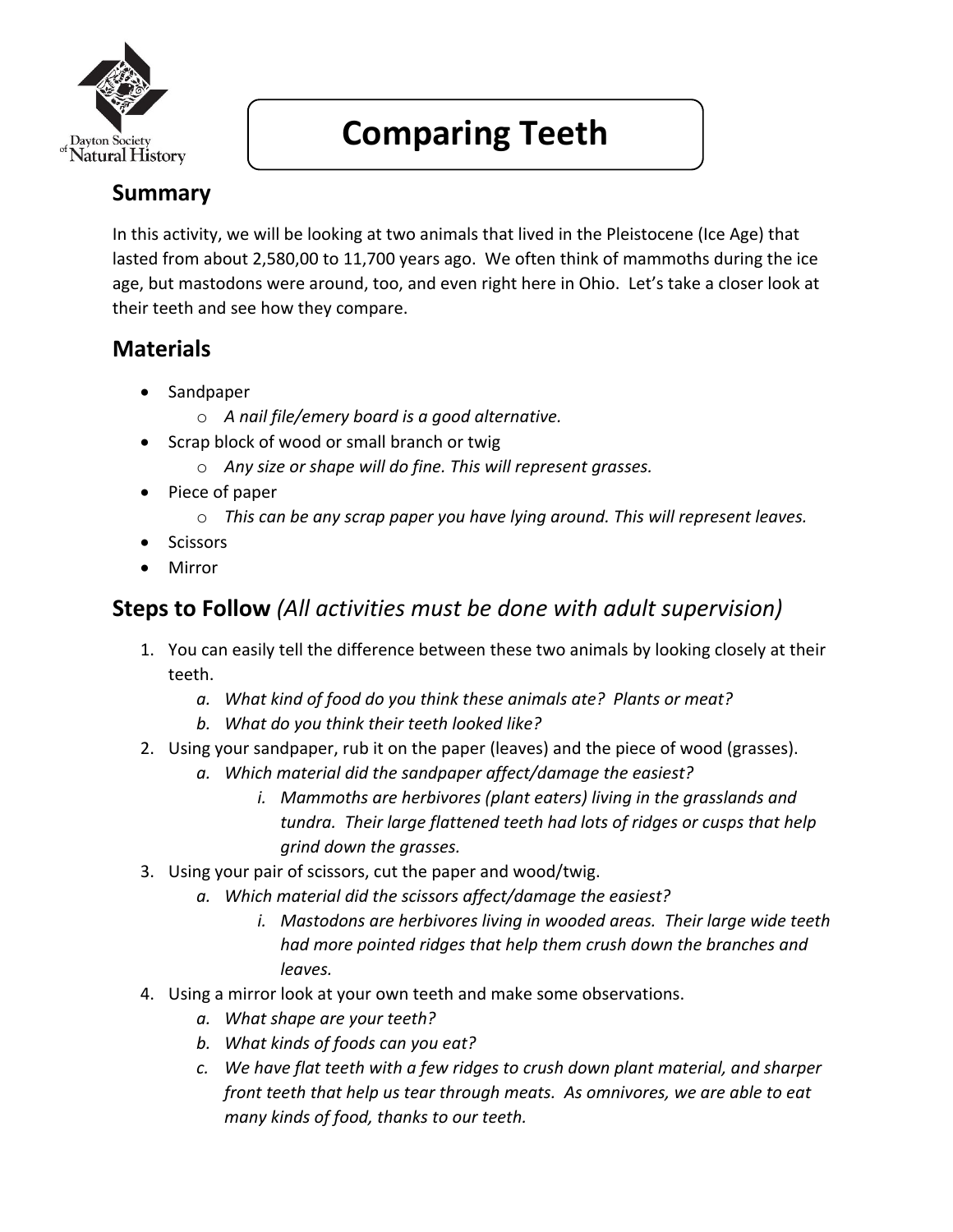Dayton Society of Natural History

# Comparing Teeth

## Summary

In this activity, we will be looking at two animals that lived in the Pleistocene (Ice Age) that lasted from about 2,580,00 to 11,700 years ago. We often think of mammoths during the ice age, but mastodons were around, too, and even right here in Ohio. Let's take a closer look at their teeth and see how they compare.

## Materials

- Sandpaper
  - *A nail file/emery board is a good alternative.*
- Scrap block of wood or small branch or twig
  - *Any size or shape will do fine. This will represent grasses.*
- Piece of paper
  - *This can be any scrap paper you have lying around. This will represent leaves.*
- Scissors
- Mirror

## Steps to Follow *(All activities must be done with adult supervision)*

1. You can easily tell the difference between these two animals by looking closely at their teeth.
   a. *What kind of food do you think these animals ate? Plants or meat?*
   b. *What do you think their teeth looked like?*
2. Using your sandpaper, rub it on the paper (leaves) and the piece of wood (grasses).
   a. *Which material did the sandpaper affect/damage the easiest?*
      i. *Mammoths are herbivores (plant eaters) living in the grasslands and tundra. Their large flattened teeth had lots of ridges or cusps that help grind down the grasses.*
3. Using your pair of scissors, cut the paper and wood/twig.
   a. *Which material did the scissors affect/damage the easiest?*
      i. *Mastodons are herbivores living in wooded areas. Their large wide teeth had more pointed ridges that help them crush down the branches and leaves.*
4. Using a mirror look at your own teeth and make some observations.
   a. *What shape are your teeth?*
   b. *What kinds of foods can you eat?*
   c. *We have flat teeth with a few ridges to crush down plant material, and sharper front teeth that help us tear through meats. As omnivores, we are able to eat many kinds of food, thanks to our teeth.*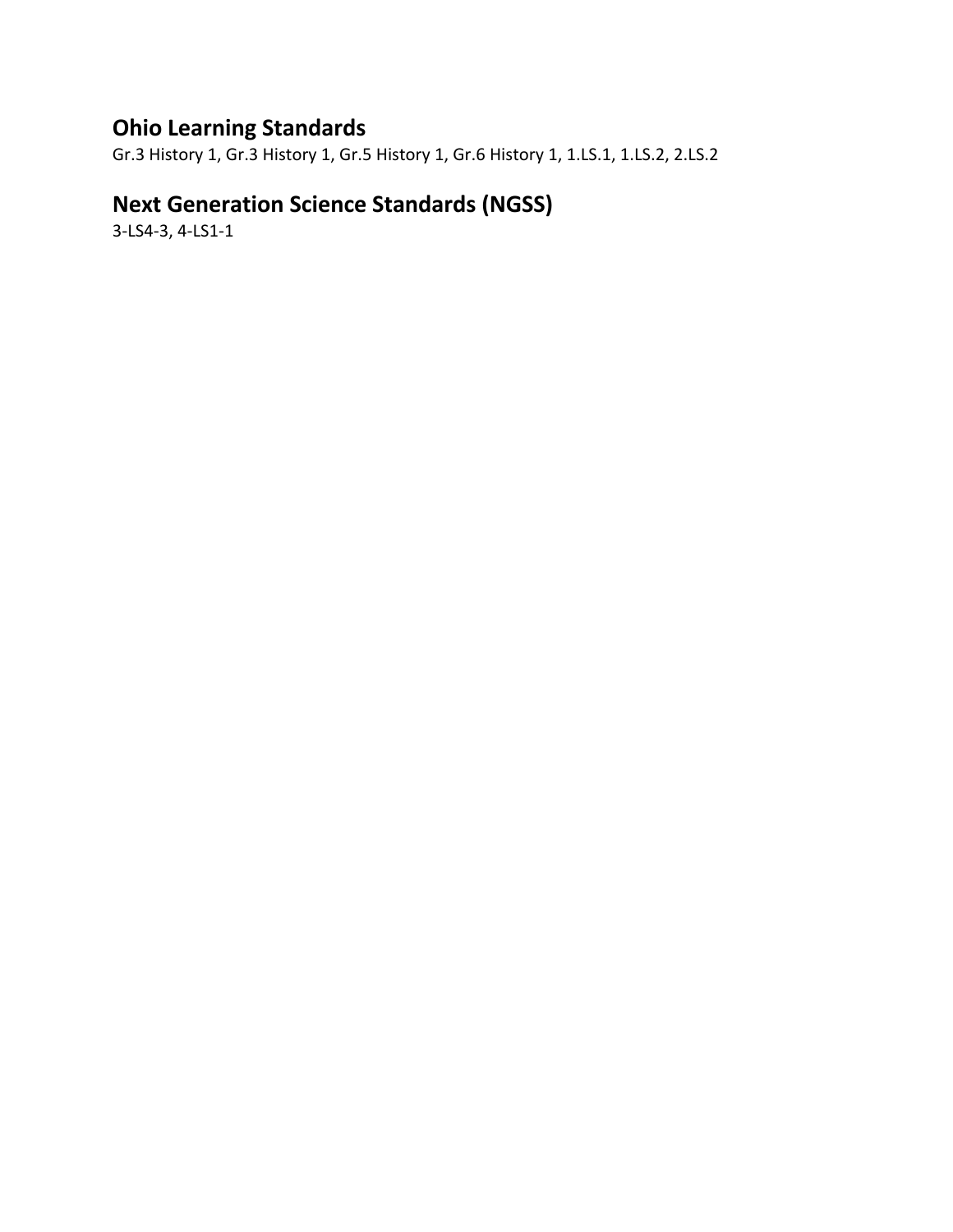## Ohio Learning Standards

Gr.3 History 1, Gr.3 History 1, Gr.5 History 1, Gr.6 History 1, 1.LS.1, 1.LS.2, 2.LS.2

## Next Generation Science Standards (NGSS)

3-LS4-3, 4-LS1-1